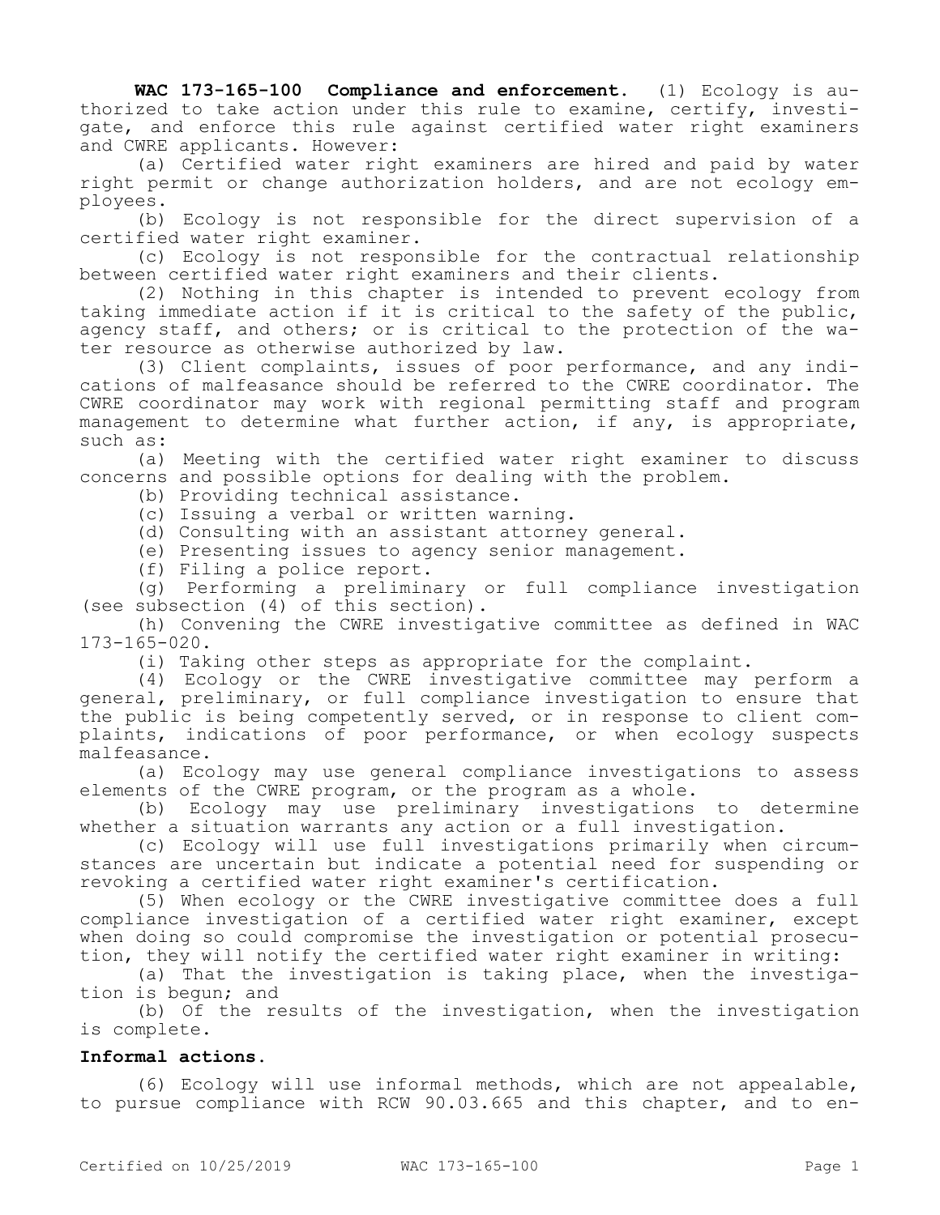**WAC 173-165-100 Compliance and enforcement.** (1) Ecology is authorized to take action under this rule to examine, certify, investigate, and enforce this rule against certified water right examiners and CWRE applicants. However:

(a) Certified water right examiners are hired and paid by water right permit or change authorization holders, and are not ecology employees.

(b) Ecology is not responsible for the direct supervision of a certified water right examiner.

(c) Ecology is not responsible for the contractual relationship between certified water right examiners and their clients.

(2) Nothing in this chapter is intended to prevent ecology from taking immediate action if it is critical to the safety of the public, agency staff, and others; or is critical to the protection of the water resource as otherwise authorized by law.

(3) Client complaints, issues of poor performance, and any indications of malfeasance should be referred to the CWRE coordinator. The CWRE coordinator may work with regional permitting staff and program management to determine what further action, if any, is appropriate, such as:

(a) Meeting with the certified water right examiner to discuss concerns and possible options for dealing with the problem.

(b) Providing technical assistance.

(c) Issuing a verbal or written warning.

(d) Consulting with an assistant attorney general.

(e) Presenting issues to agency senior management.

(f) Filing a police report.

(g) Performing a preliminary or full compliance investigation (see subsection (4) of this section).

(h) Convening the CWRE investigative committee as defined in WAC 173-165-020.

(i) Taking other steps as appropriate for the complaint.

(4) Ecology or the CWRE investigative committee may perform a general, preliminary, or full compliance investigation to ensure that the public is being competently served, or in response to client complaints, indications of poor performance, or when ecology suspects malfeasance.

(a) Ecology may use general compliance investigations to assess elements of the CWRE program, or the program as a whole.

(b) Ecology may use preliminary investigations to determine whether a situation warrants any action or a full investigation.

(c) Ecology will use full investigations primarily when circumstances are uncertain but indicate a potential need for suspending or revoking a certified water right examiner's certification.

(5) When ecology or the CWRE investigative committee does a full compliance investigation of a certified water right examiner, except when doing so could compromise the investigation or potential prosecution, they will notify the certified water right examiner in writing:

(a) That the investigation is taking place, when the investigation is begun; and

(b) Of the results of the investigation, when the investigation is complete.

**Informal actions.**

(6) Ecology will use informal methods, which are not appealable, to pursue compliance with RCW 90.03.665 and this chapter, and to en-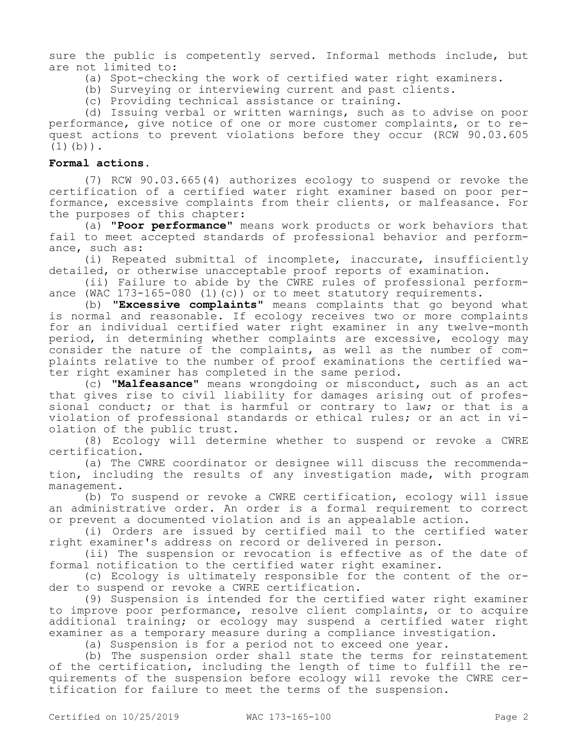sure the public is competently served. Informal methods include, but are not limited to:

(a) Spot-checking the work of certified water right examiners.

(b) Surveying or interviewing current and past clients.

(c) Providing technical assistance or training.

(d) Issuing verbal or written warnings, such as to advise on poor performance, give notice of one or more customer complaints, or to request actions to prevent violations before they occur (RCW 90.03.605 (1)(b)).

**Formal actions.**

(7) RCW 90.03.665(4) authorizes ecology to suspend or revoke the certification of a certified water right examiner based on poor performance, excessive complaints from their clients, or malfeasance. For the purposes of this chapter:

(a) "**Poor performance**" means work products or work behaviors that fail to meet accepted standards of professional behavior and performance, such as:

(i) Repeated submittal of incomplete, inaccurate, insufficiently detailed, or otherwise unacceptable proof reports of examination.

(ii) Failure to abide by the CWRE rules of professional performance (WAC 173-165-080 (1)(c)) or to meet statutory requirements.

(b) "**Excessive complaints**" means complaints that go beyond what is normal and reasonable. If ecology receives two or more complaints for an individual certified water right examiner in any twelve-month period, in determining whether complaints are excessive, ecology may consider the nature of the complaints, as well as the number of complaints relative to the number of proof examinations the certified water right examiner has completed in the same period.

(c) "**Malfeasance**" means wrongdoing or misconduct, such as an act that gives rise to civil liability for damages arising out of professional conduct; or that is harmful or contrary to law; or that is a violation of professional standards or ethical rules; or an act in violation of the public trust.

(8) Ecology will determine whether to suspend or revoke a CWRE certification.

(a) The CWRE coordinator or designee will discuss the recommendation, including the results of any investigation made, with program management.

(b) To suspend or revoke a CWRE certification, ecology will issue an administrative order. An order is a formal requirement to correct or prevent a documented violation and is an appealable action.

(i) Orders are issued by certified mail to the certified water right examiner's address on record or delivered in person.

(ii) The suspension or revocation is effective as of the date of formal notification to the certified water right examiner.

(c) Ecology is ultimately responsible for the content of the order to suspend or revoke a CWRE certification.

(9) Suspension is intended for the certified water right examiner to improve poor performance, resolve client complaints, or to acquire additional training; or ecology may suspend a certified water right examiner as a temporary measure during a compliance investigation.

(a) Suspension is for a period not to exceed one year.

(b) The suspension order shall state the terms for reinstatement of the certification, including the length of time to fulfill the requirements of the suspension before ecology will revoke the CWRE certification for failure to meet the terms of the suspension.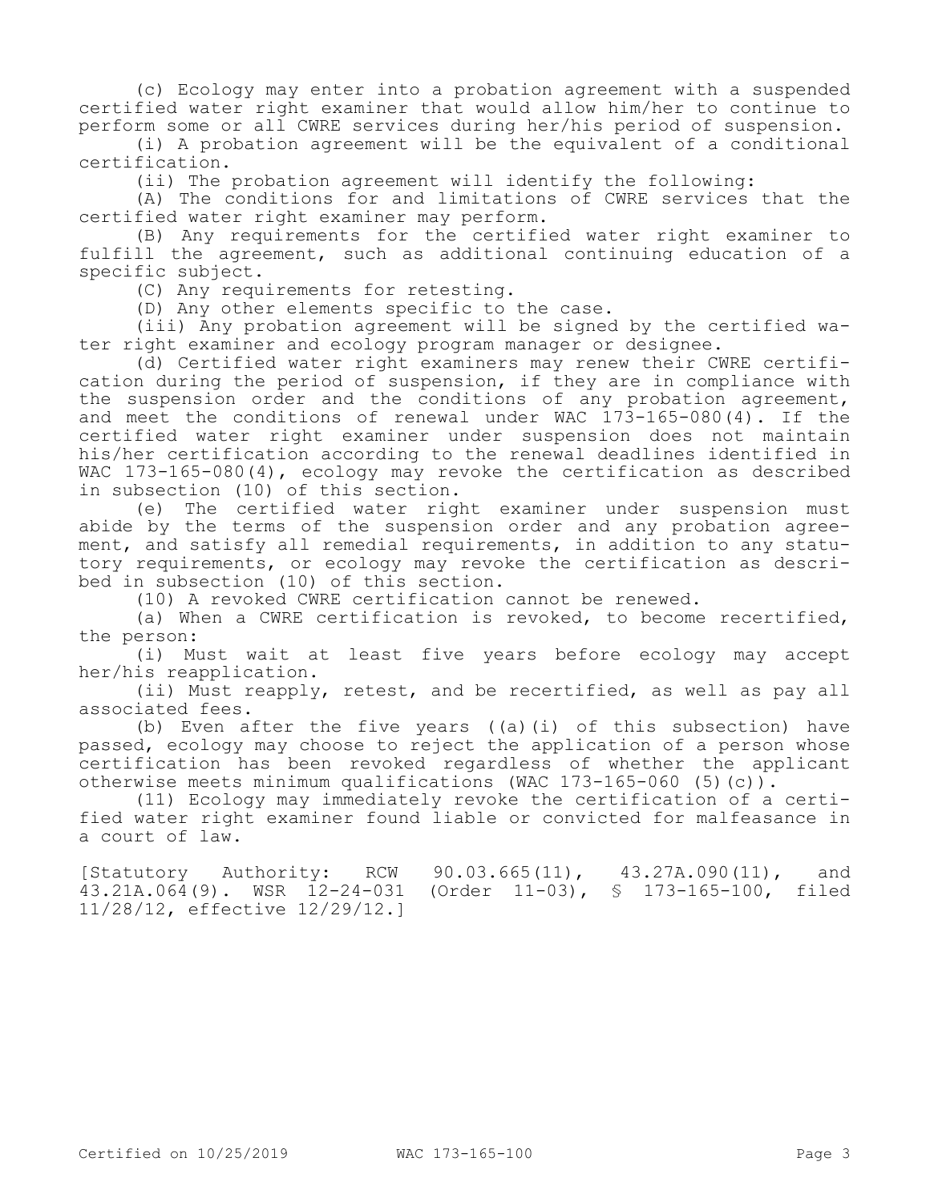(c) Ecology may enter into a probation agreement with a suspended certified water right examiner that would allow him/her to continue to perform some or all CWRE services during her/his period of suspension.

(i) A probation agreement will be the equivalent of a conditional certification.

(ii) The probation agreement will identify the following:

(A) The conditions for and limitations of CWRE services that the certified water right examiner may perform.

(B) Any requirements for the certified water right examiner to fulfill the agreement, such as additional continuing education of a specific subject.

(C) Any requirements for retesting.

(D) Any other elements specific to the case.

(iii) Any probation agreement will be signed by the certified water right examiner and ecology program manager or designee.

(d) Certified water right examiners may renew their CWRE certification during the period of suspension, if they are in compliance with the suspension order and the conditions of any probation agreement, and meet the conditions of renewal under WAC 173-165-080(4). If the certified water right examiner under suspension does not maintain his/her certification according to the renewal deadlines identified in WAC 173-165-080(4), ecology may revoke the certification as described in subsection (10) of this section.

(e) The certified water right examiner under suspension must abide by the terms of the suspension order and any probation agreement, and satisfy all remedial requirements, in addition to any statutory requirements, or ecology may revoke the certification as described in subsection (10) of this section.

(10) A revoked CWRE certification cannot be renewed.

(a) When a CWRE certification is revoked, to become recertified, the person:

(i) Must wait at least five years before ecology may accept her/his reapplication.

(ii) Must reapply, retest, and be recertified, as well as pay all associated fees.

(b) Even after the five years ((a)(i) of this subsection) have passed, ecology may choose to reject the application of a person whose certification has been revoked regardless of whether the applicant otherwise meets minimum qualifications (WAC 173-165-060 (5)(c)).

(11) Ecology may immediately revoke the certification of a certified water right examiner found liable or convicted for malfeasance in a court of law.

[Statutory Authority: RCW 90.03.665(11), 43.27A.090(11), and 43.21A.064(9). WSR 12-24-031 (Order 11-03), § 173-165-100, filed 11/28/12, effective 12/29/12.]